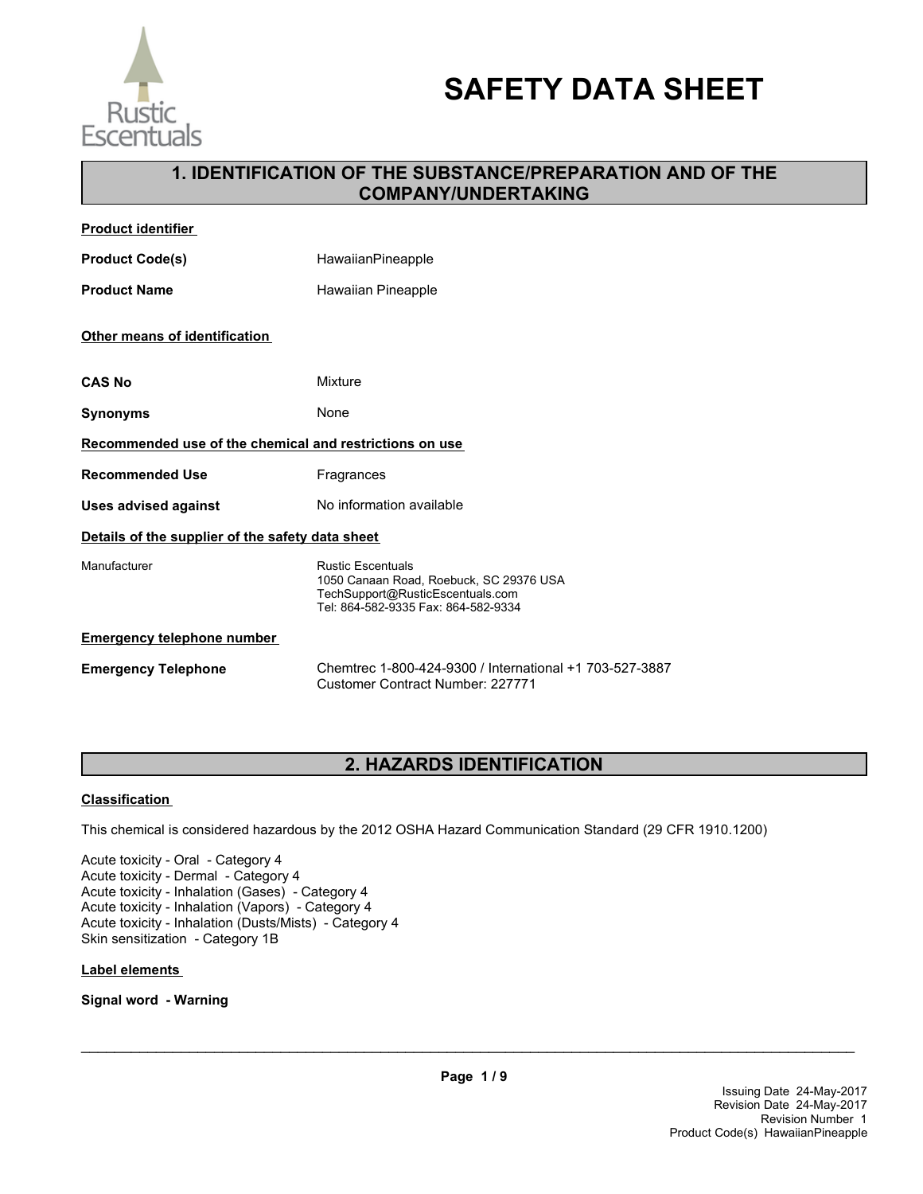# SAFETY DATA SHEET

## 1. IDENTIFICATION OF THE SUBSTANCE/PREPARATION AND OF THE COMPANY/UNDERTAKING

**Product identifier**

| | |
|---|---|
| **Product Code(s)** | HawaiianPineapple |
| **Product Name** | Hawaiian Pineapple |

**Other means of identification**

| | |
|---|---|
| **CAS No** | Mixture |
| **Synonyms** | None |

**Recommended use of the chemical and restrictions on use**

| | |
|---|---|
| **Recommended Use** | Fragrances |
| **Uses advised against** | No information available |

**Details of the supplier of the safety data sheet**

Manufacturer

Rustic Escentuals
1050 Canaan Road, Roebuck, SC 29376 USA
TechSupport@RusticEscentuals.com
Tel: 864-582-9335 Fax: 864-582-9334

**Emergency telephone number**

**Emergency Telephone**

Chemtrec 1-800-424-9300 / International +1 703-527-3887
Customer Contract Number: 227771

## 2. HAZARDS IDENTIFICATION

**Classification**

This chemical is considered hazardous by the 2012 OSHA Hazard Communication Standard (29 CFR 1910.1200)

Acute toxicity - Oral - Category 4
Acute toxicity - Dermal - Category 4
Acute toxicity - Inhalation (Gases) - Category 4
Acute toxicity - Inhalation (Vapors) - Category 4
Acute toxicity - Inhalation (Dusts/Mists) - Category 4
Skin sensitization - Category 1B

**Label elements**

**Signal word - Warning**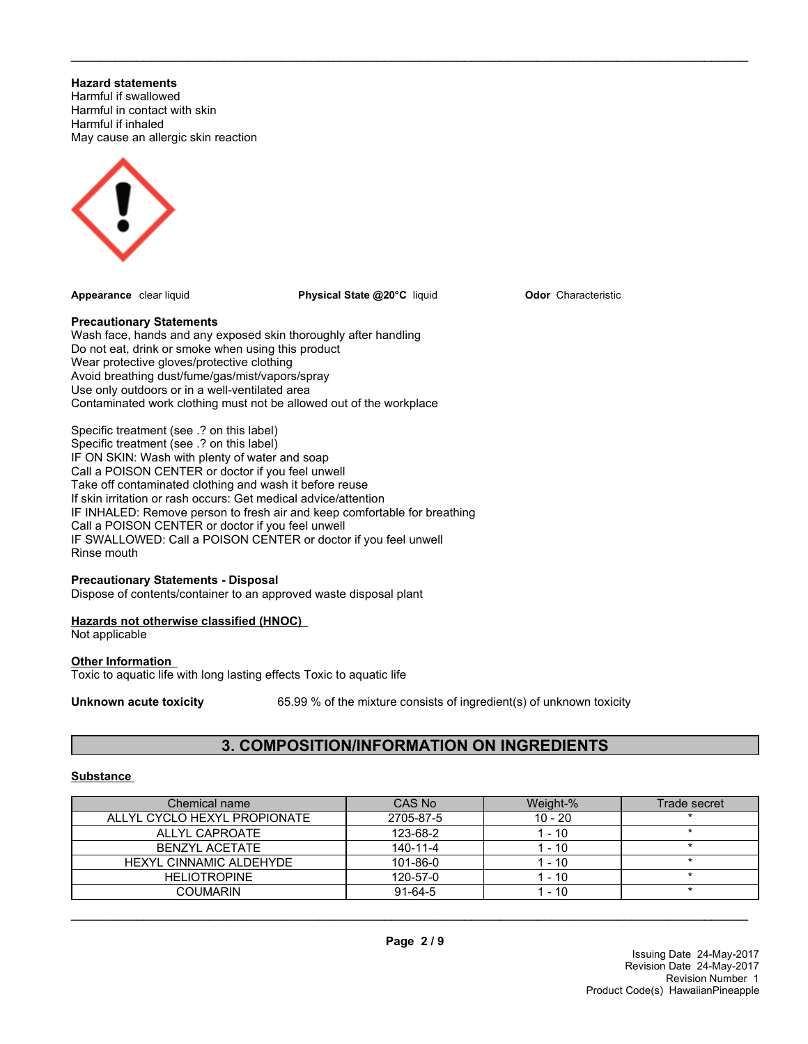**Hazard statements**
Harmful if swallowed
Harmful in contact with skin
Harmful if inhaled
May cause an allergic skin reaction

**Appearance** clear liquid **Physical State @20°C** liquid **Odor** Characteristic

**Precautionary Statements**
Wash face, hands and any exposed skin thoroughly after handling
Do not eat, drink or smoke when using this product
Wear protective gloves/protective clothing
Avoid breathing dust/fume/gas/mist/vapors/spray
Use only outdoors or in a well-ventilated area
Contaminated work clothing must not be allowed out of the workplace

Specific treatment (see .? on this label)
Specific treatment (see .? on this label)
IF ON SKIN: Wash with plenty of water and soap
Call a POISON CENTER or doctor if you feel unwell
Take off contaminated clothing and wash it before reuse
If skin irritation or rash occurs: Get medical advice/attention
IF INHALED: Remove person to fresh air and keep comfortable for breathing
Call a POISON CENTER or doctor if you feel unwell
IF SWALLOWED: Call a POISON CENTER or doctor if you feel unwell
Rinse mouth

**Precautionary Statements - Disposal**
Dispose of contents/container to an approved waste disposal plant

**Hazards not otherwise classified (HNOC)**
Not applicable

**Other Information**
Toxic to aquatic life with long lasting effects Toxic to aquatic life

**Unknown acute toxicity** 65.99 % of the mixture consists of ingredient(s) of unknown toxicity

## 3. COMPOSITION/INFORMATION ON INGREDIENTS

**Substance**

| Chemical name | CAS No | Weight-% | Trade secret |
|---|---|---|---|
| ALLYL CYCLO HEXYL PROPIONATE | 2705-87-5 | 10 - 20 | * |
| ALLYL CAPROATE | 123-68-2 | 1 - 10 | * |
| BENZYL ACETATE | 140-11-4 | 1 - 10 | * |
| HEXYL CINNAMIC ALDEHYDE | 101-86-0 | 1 - 10 | * |
| HELIOTROPINE | 120-57-0 | 1 - 10 | * |
| COUMARIN | 91-64-5 | 1 - 10 | * |

Issuing Date 24-May-2017
Revision Date 24-May-2017
Revision Number 1
Product Code(s) HawaiianPineapple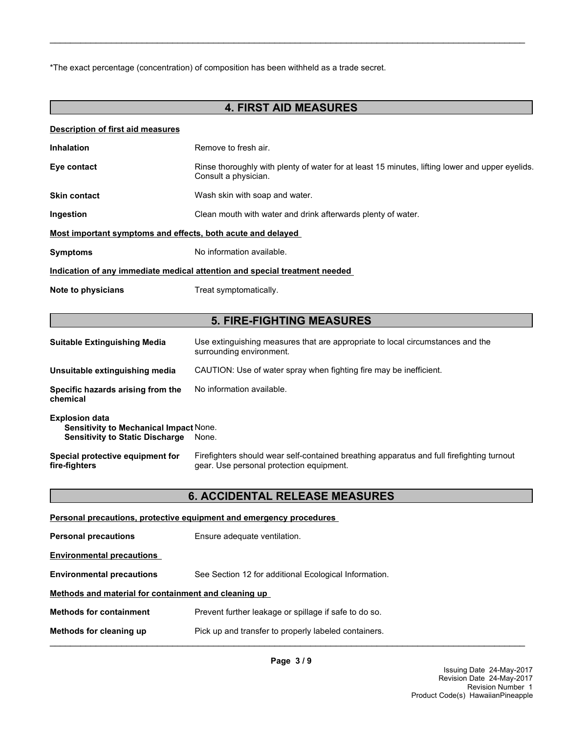*The exact percentage (concentration) of composition has been withheld as a trade secret.

## 4. FIRST AID MEASURES

**Description of first aid measures**

**Inhalation** Remove to fresh air.

**Eye contact** Rinse thoroughly with plenty of water for at least 15 minutes, lifting lower and upper eyelids. Consult a physician.

**Skin contact** Wash skin with soap and water.

**Ingestion** Clean mouth with water and drink afterwards plenty of water.

**Most important symptoms and effects, both acute and delayed**

**Symptoms** No information available.

**Indication of any immediate medical attention and special treatment needed**

**Note to physicians** Treat symptomatically.

## 5. FIRE-FIGHTING MEASURES

**Suitable Extinguishing Media** Use extinguishing measures that are appropriate to local circumstances and the surrounding environment.

**Unsuitable extinguishing media** CAUTION: Use of water spray when fighting fire may be inefficient.

**Specific hazards arising from the chemical** No information available.

**Explosion data**
**Sensitivity to Mechanical Impact** None.
**Sensitivity to Static Discharge** None.

**Special protective equipment for fire-fighters** Firefighters should wear self-contained breathing apparatus and full firefighting turnout gear. Use personal protection equipment.

## 6. ACCIDENTAL RELEASE MEASURES

**Personal precautions, protective equipment and emergency procedures**

**Personal precautions** Ensure adequate ventilation.

**Environmental precautions**

**Environmental precautions** See Section 12 for additional Ecological Information.

**Methods and material for containment and cleaning up**

**Methods for containment** Prevent further leakage or spillage if safe to do so.

**Methods for cleaning up** Pick up and transfer to properly labeled containers.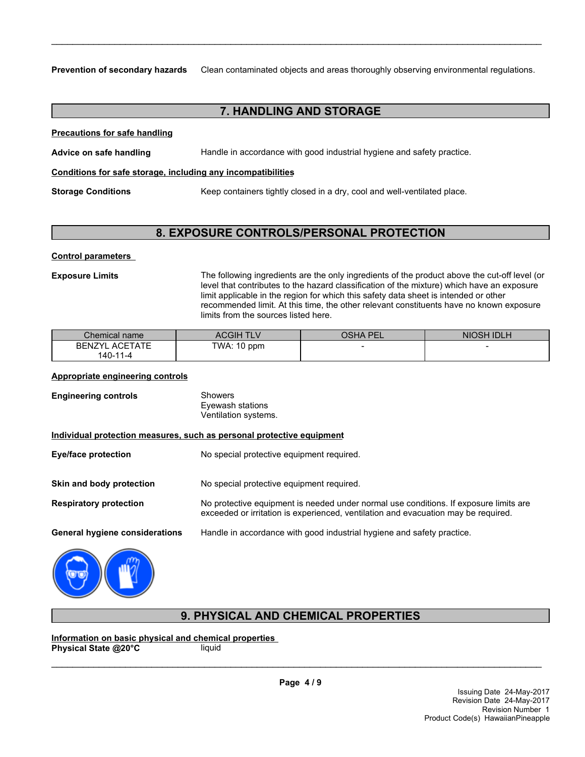**Prevention of secondary hazards** Clean contaminated objects and areas thoroughly observing environmental regulations.

## 7. HANDLING AND STORAGE

**Precautions for safe handling**

**Advice on safe handling** Handle in accordance with good industrial hygiene and safety practice.

**Conditions for safe storage, including any incompatibilities**

**Storage Conditions** Keep containers tightly closed in a dry, cool and well-ventilated place.

## 8. EXPOSURE CONTROLS/PERSONAL PROTECTION

**Control parameters**

**Exposure Limits** The following ingredients are the only ingredients of the product above the cut-off level (or level that contributes to the hazard classification of the mixture) which have an exposure limit applicable in the region for which this safety data sheet is intended or other recommended limit. At this time, the other relevant constituents have no known exposure limits from the sources listed here.

| Chemical name | ACGIH TLV | OSHA PEL | NIOSH IDLH |
|---|---|---|---|
| BENZYL ACETATE 140-11-4 | TWA: 10 ppm | - | - |

**Appropriate engineering controls**

**Engineering controls** Showers
Eyewash stations
Ventilation systems.

**Individual protection measures, such as personal protective equipment**

**Eye/face protection** No special protective equipment required.

**Skin and body protection** No special protective equipment required.

**Respiratory protection** No protective equipment is needed under normal use conditions. If exposure limits are exceeded or irritation is experienced, ventilation and evacuation may be required.

**General hygiene considerations** Handle in accordance with good industrial hygiene and safety practice.

## 9. PHYSICAL AND CHEMICAL PROPERTIES

**Information on basic physical and chemical properties**

**Physical State @20°C** liquid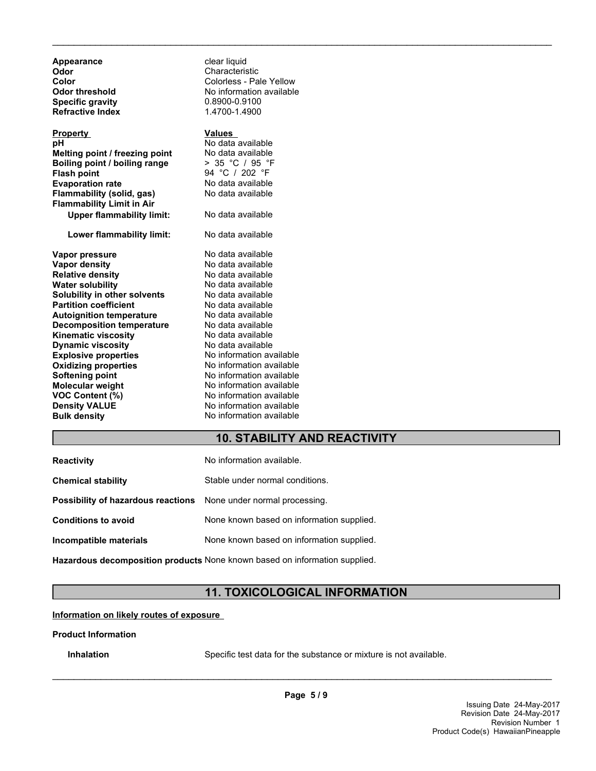| | |
|---|---|
| **Appearance** | clear liquid |
| **Odor** | Characteristic |
| **Color** | Colorless - Pale Yellow |
| **Odor threshold** | No information available |
| **Specific gravity** | 0.8900-0.9100 |
| **Refractive Index** | 1.4700-1.4900 |

| **Property** | **Values** |
|---|---|
| **pH** | No data available |
| **Melting point / freezing point** | No data available |
| **Boiling point / boiling range** | > 35 °C / 95 °F |
| **Flash point** | 94 °C / 202 °F |
| **Evaporation rate** | No data available |
| **Flammability (solid, gas)** | No data available |
| **Flammability Limit in Air** | |
| **Upper flammability limit:** | No data available |
| **Lower flammability limit:** | No data available |
| **Vapor pressure** | No data available |
| **Vapor density** | No data available |
| **Relative density** | No data available |
| **Water solubility** | No data available |
| **Solubility in other solvents** | No data available |
| **Partition coefficient** | No data available |
| **Autoignition temperature** | No data available |
| **Decomposition temperature** | No data available |
| **Kinematic viscosity** | No data available |
| **Dynamic viscosity** | No data available |
| **Explosive properties** | No information available |
| **Oxidizing properties** | No information available |
| **Softening point** | No information available |
| **Molecular weight** | No information available |
| **VOC Content (%)** | No information available |
| **Density VALUE** | No information available |
| **Bulk density** | No information available |

## 10. STABILITY AND REACTIVITY

| | |
|---|---|
| **Reactivity** | No information available. |
| **Chemical stability** | Stable under normal conditions. |
| **Possibility of hazardous reactions** | None under normal processing. |
| **Conditions to avoid** | None known based on information supplied. |
| **Incompatible materials** | None known based on information supplied. |
| **Hazardous decomposition products** | None known based on information supplied. |

## 11. TOXICOLOGICAL INFORMATION

**Information on likely routes of exposure**

**Product Information**

**Inhalation** Specific test data for the substance or mixture is not available.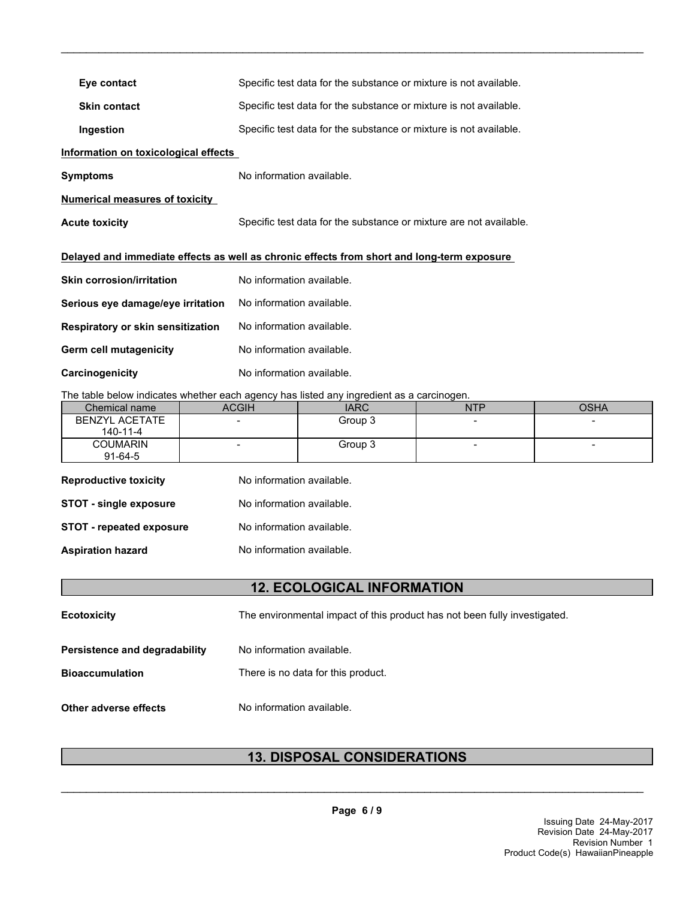**Eye contact** Specific test data for the substance or mixture is not available.

**Skin contact** Specific test data for the substance or mixture is not available.

**Ingestion** Specific test data for the substance or mixture is not available.

**Information on toxicological effects**

**Symptoms** No information available.

**Numerical measures of toxicity**

**Acute toxicity** Specific test data for the substance or mixture are not available.

**Delayed and immediate effects as well as chronic effects from short and long-term exposure**

**Skin corrosion/irritation** No information available.

**Serious eye damage/eye irritation** No information available.

**Respiratory or skin sensitization** No information available.

**Germ cell mutagenicity** No information available.

**Carcinogenicity** No information available.

The table below indicates whether each agency has listed any ingredient as a carcinogen.

| Chemical name | ACGIH | IARC | NTP | OSHA |
|---|---|---|---|---|
| BENZYL ACETATE 140-11-4 | - | Group 3 | - | - |
| COUMARIN 91-64-5 | - | Group 3 | - | - |

**Reproductive toxicity** No information available.

**STOT - single exposure** No information available.

**STOT - repeated exposure** No information available.

**Aspiration hazard** No information available.

## 12. ECOLOGICAL INFORMATION

**Ecotoxicity** The environmental impact of this product has not been fully investigated.

**Persistence and degradability** No information available.

**Bioaccumulation** There is no data for this product.

**Other adverse effects** No information available.

## 13. DISPOSAL CONSIDERATIONS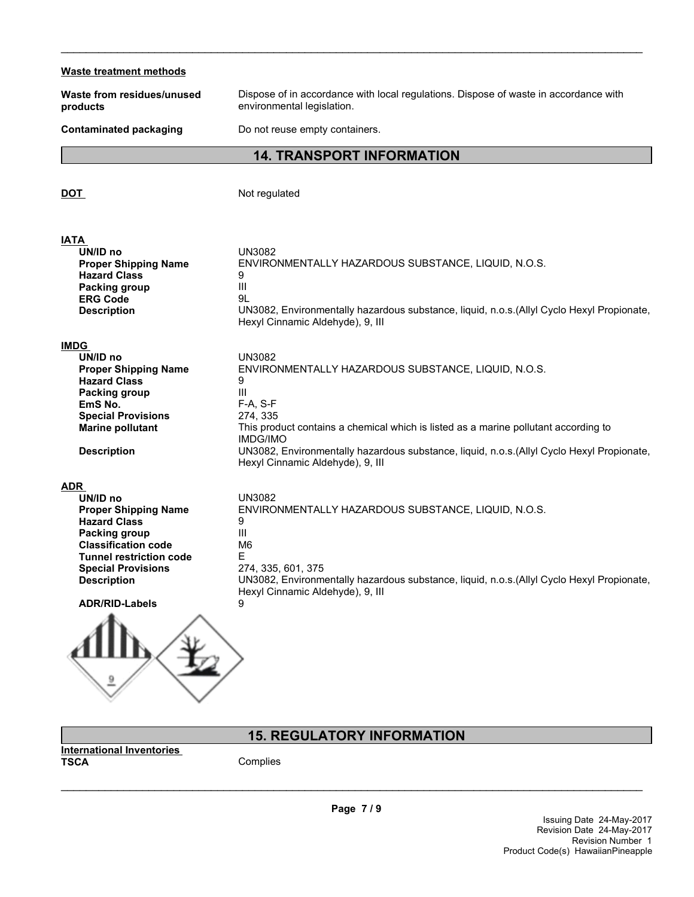**Waste treatment methods**

**Waste from residues/unused products** Dispose of in accordance with local regulations. Dispose of waste in accordance with environmental legislation.

**Contaminated packaging** Do not reuse empty containers.

## 14. TRANSPORT INFORMATION

**DOT** Not regulated

**IATA**

| | |
|---|---|
| **UN/ID no** | UN3082 |
| **Proper Shipping Name** | ENVIRONMENTALLY HAZARDOUS SUBSTANCE, LIQUID, N.O.S. |
| **Hazard Class** | 9 |
| **Packing group** | III |
| **ERG Code** | 9L |
| **Description** | UN3082, Environmentally hazardous substance, liquid, n.o.s.(Allyl Cyclo Hexyl Propionate, Hexyl Cinnamic Aldehyde), 9, III |

**IMDG**

| | |
|---|---|
| **UN/ID no** | UN3082 |
| **Proper Shipping Name** | ENVIRONMENTALLY HAZARDOUS SUBSTANCE, LIQUID, N.O.S. |
| **Hazard Class** | 9 |
| **Packing group** | III |
| **EmS No.** | F-A, S-F |
| **Special Provisions** | 274, 335 |
| **Marine pollutant** | This product contains a chemical which is listed as a marine pollutant according to IMDG/IMO |
| **Description** | UN3082, Environmentally hazardous substance, liquid, n.o.s.(Allyl Cyclo Hexyl Propionate, Hexyl Cinnamic Aldehyde), 9, III |

**ADR**

| | |
|---|---|
| **UN/ID no** | UN3082 |
| **Proper Shipping Name** | ENVIRONMENTALLY HAZARDOUS SUBSTANCE, LIQUID, N.O.S. |
| **Hazard Class** | 9 |
| **Packing group** | III |
| **Classification code** | M6 |
| **Tunnel restriction code** | E |
| **Special Provisions** | 274, 335, 601, 375 |
| **Description** | UN3082, Environmentally hazardous substance, liquid, n.o.s.(Allyl Cyclo Hexyl Propionate, Hexyl Cinnamic Aldehyde), 9, III |
| **ADR/RID-Labels** | 9 |

## 15. REGULATORY INFORMATION

**International Inventories**

**TSCA** Complies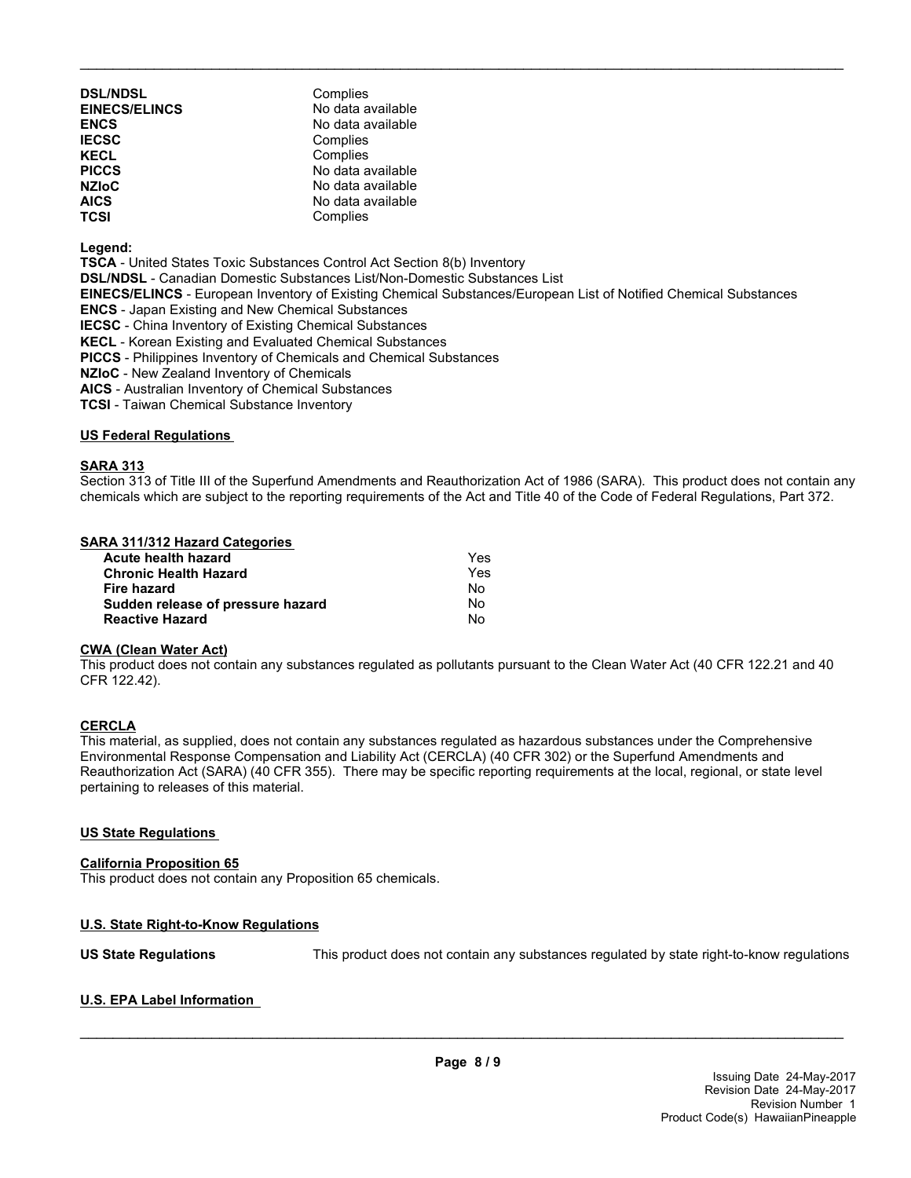| | |
|---|---|
| **DSL/NDSL** | Complies |
| **EINECS/ELINCS** | No data available |
| **ENCS** | No data available |
| **IECSC** | Complies |
| **KECL** | Complies |
| **PICCS** | No data available |
| **NZIoC** | No data available |
| **AICS** | No data available |
| **TCSI** | Complies |

**Legend:**
**TSCA** - United States Toxic Substances Control Act Section 8(b) Inventory
**DSL/NDSL** - Canadian Domestic Substances List/Non-Domestic Substances List
**EINECS/ELINCS** - European Inventory of Existing Chemical Substances/European List of Notified Chemical Substances
**ENCS** - Japan Existing and New Chemical Substances
**IECSC** - China Inventory of Existing Chemical Substances
**KECL** - Korean Existing and Evaluated Chemical Substances
**PICCS** - Philippines Inventory of Chemicals and Chemical Substances
**NZIoC** - New Zealand Inventory of Chemicals
**AICS** - Australian Inventory of Chemical Substances
**TCSI** - Taiwan Chemical Substance Inventory

### US Federal Regulations

**SARA 313**
Section 313 of Title III of the Superfund Amendments and Reauthorization Act of 1986 (SARA). This product does not contain any chemicals which are subject to the reporting requirements of the Act and Title 40 of the Code of Federal Regulations, Part 372.

**SARA 311/312 Hazard Categories**

| | |
|---|---|
| **Acute health hazard** | Yes |
| **Chronic Health Hazard** | Yes |
| **Fire hazard** | No |
| **Sudden release of pressure hazard** | No |
| **Reactive Hazard** | No |

**CWA (Clean Water Act)**
This product does not contain any substances regulated as pollutants pursuant to the Clean Water Act (40 CFR 122.21 and 40 CFR 122.42).

**CERCLA**
This material, as supplied, does not contain any substances regulated as hazardous substances under the Comprehensive Environmental Response Compensation and Liability Act (CERCLA) (40 CFR 302) or the Superfund Amendments and Reauthorization Act (SARA) (40 CFR 355). There may be specific reporting requirements at the local, regional, or state level pertaining to releases of this material.

### US State Regulations

**California Proposition 65**
This product does not contain any Proposition 65 chemicals.

### U.S. State Right-to-Know Regulations

**US State Regulations** This product does not contain any substances regulated by state right-to-know regulations

### U.S. EPA Label Information

Issuing Date 24-May-2017
Revision Date 24-May-2017
Revision Number 1
Product Code(s) HawaiianPineapple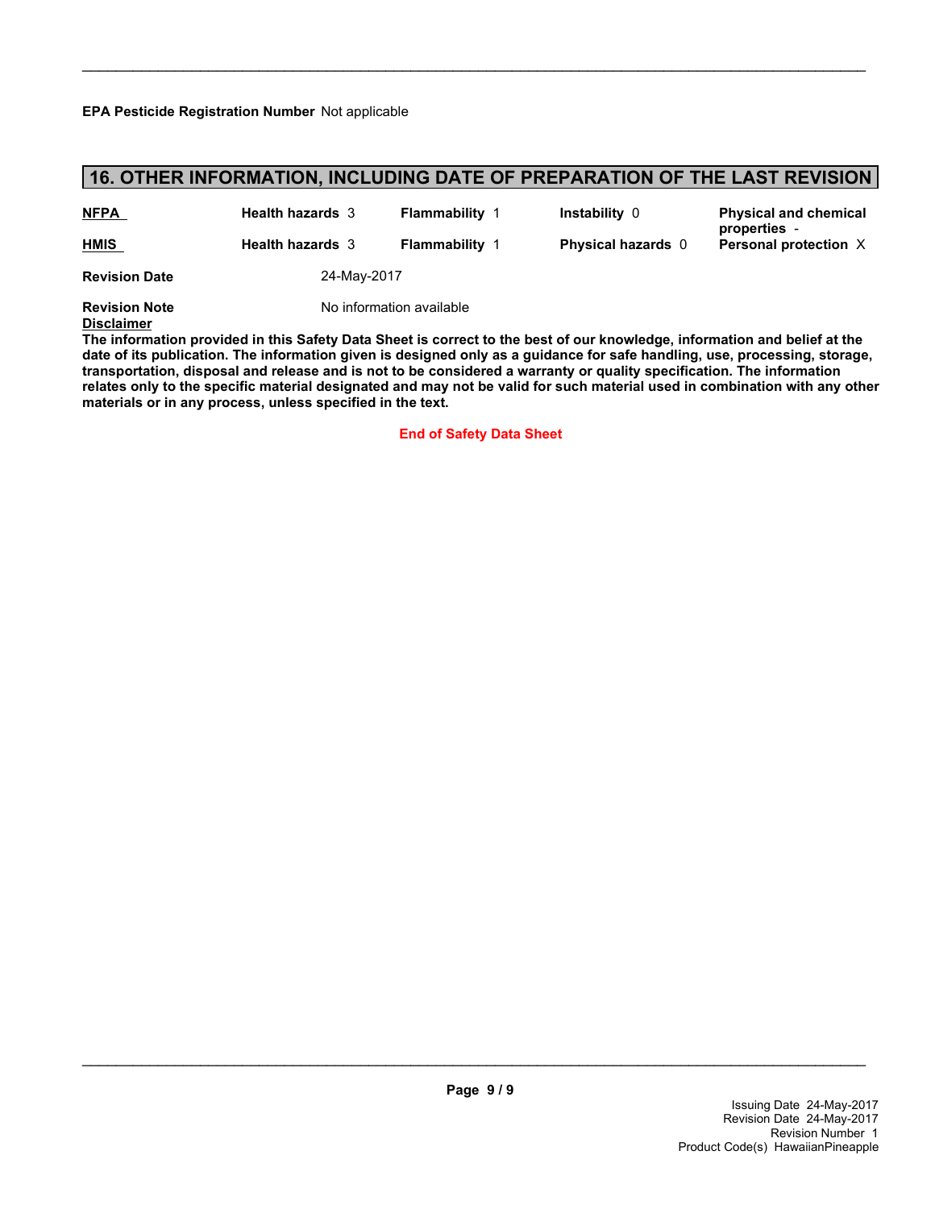**EPA Pesticide Registration Number** Not applicable

## 16. OTHER INFORMATION, INCLUDING DATE OF PREPARATION OF THE LAST REVISION

| | | | | |
|---|---|---|---|---|
| **NFPA** | **Health hazards** 3 | **Flammability** 1 | **Instability** 0 | **Physical and chemical properties** - |
| **HMIS** | **Health hazards** 3 | **Flammability** 1 | **Physical hazards** 0 | **Personal protection** X |

**Revision Date** 24-May-2017

**Revision Note** No information available

**Disclaimer**

**The information provided in this Safety Data Sheet is correct to the best of our knowledge, information and belief at the date of its publication. The information given is designed only as a guidance for safe handling, use, processing, storage, transportation, disposal and release and is not to be considered a warranty or quality specification. The information relates only to the specific material designated and may not be valid for such material used in combination with any other materials or in any process, unless specified in the text.**

**End of Safety Data Sheet**

Issuing Date 24-May-2017
Revision Date 24-May-2017
Revision Number 1
Product Code(s) HawaiianPineapple